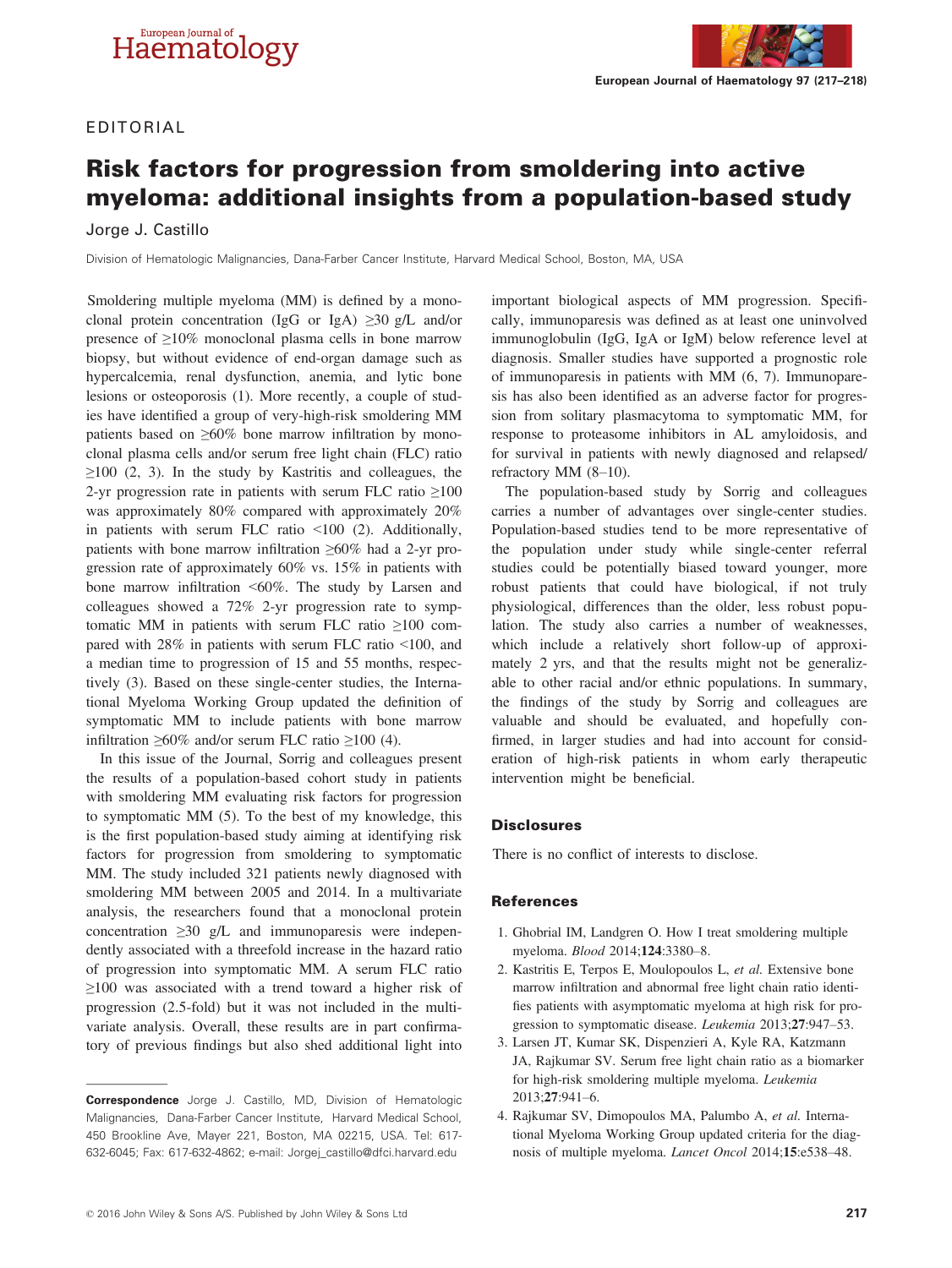EDITORIAL

# Risk factors for progression from smoldering into active myeloma: additional insights from a population-based study

Jorge J. Castillo

Division of Hematologic Malignancies, Dana-Farber Cancer Institute, Harvard Medical School, Boston, MA, USA

Smoldering multiple myeloma (MM) is defined by a monoclonal protein concentration (IgG or IgA) ≥30 g/L and/or presence of ≥10% monoclonal plasma cells in bone marrow biopsy, but without evidence of end-organ damage such as hypercalcemia, renal dysfunction, anemia, and lytic bone lesions or osteoporosis (1). More recently, a couple of studies have identified a group of very-high-risk smoldering MM patients based on ≥60% bone marrow infiltration by monoclonal plasma cells and/or serum free light chain (FLC) ratio ≥100 (2, 3). In the study by Kastritis and colleagues, the 2-yr progression rate in patients with serum FLC ratio ≥100 was approximately 80% compared with approximately 20% in patients with serum FLC ratio <100 (2). Additionally, patients with bone marrow infiltration ≥60% had a 2-yr progression rate of approximately 60% vs. 15% in patients with bone marrow infiltration <60%. The study by Larsen and colleagues showed a 72% 2-yr progression rate to symptomatic MM in patients with serum FLC ratio ≥100 compared with 28% in patients with serum FLC ratio <100, and a median time to progression of 15 and 55 months, respectively (3). Based on these single-center studies, the International Myeloma Working Group updated the definition of symptomatic MM to include patients with bone marrow infiltration ≥60% and/or serum FLC ratio ≥100 (4).

In this issue of the Journal, Sorrig and colleagues present the results of a population-based cohort study in patients with smoldering MM evaluating risk factors for progression to symptomatic MM (5). To the best of my knowledge, this is the first population-based study aiming at identifying risk factors for progression from smoldering to symptomatic MM. The study included 321 patients newly diagnosed with smoldering MM between 2005 and 2014. In a multivariate analysis, the researchers found that a monoclonal protein concentration ≥30 g/L and immunoparesis were independently associated with a threefold increase in the hazard ratio of progression into symptomatic MM. A serum FLC ratio ≥100 was associated with a trend toward a higher risk of progression (2.5-fold) but it was not included in the multivariate analysis. Overall, these results are in part confirmatory of previous findings but also shed additional light into important biological aspects of MM progression. Specifically, immunoparesis was defined as at least one uninvolved immunoglobulin (IgG, IgA or IgM) below reference level at diagnosis. Smaller studies have supported a prognostic role of immunoparesis in patients with MM (6, 7). Immunoparesis has also been identified as an adverse factor for progression from solitary plasmacytoma to symptomatic MM, for response to proteasome inhibitors in AL amyloidosis, and for survival in patients with newly diagnosed and relapsed/refractory MM (8–10).

The population-based study by Sorrig and colleagues carries a number of advantages over single-center studies. Population-based studies tend to be more representative of the population under study while single-center referral studies could be potentially biased toward younger, more robust patients that could have biological, if not truly physiological, differences than the older, less robust population. The study also carries a number of weaknesses, which include a relatively short follow-up of approximately 2 yrs, and that the results might not be generalizable to other racial and/or ethnic populations. In summary, the findings of the study by Sorrig and colleagues are valuable and should be evaluated, and hopefully confirmed, in larger studies and had into account for consideration of high-risk patients in whom early therapeutic intervention might be beneficial.

## Disclosures

There is no conflict of interests to disclose.

## References

1. Ghobrial IM, Landgren O. How I treat smoldering multiple myeloma. *Blood* 2014;**124**:3380–8.
2. Kastritis E, Terpos E, Moulopoulos L, *et al.* Extensive bone marrow infiltration and abnormal free light chain ratio identifies patients with asymptomatic myeloma at high risk for progression to symptomatic disease. *Leukemia* 2013;**27**:947–53.
3. Larsen JT, Kumar SK, Dispenzieri A, Kyle RA, Katzmann JA, Rajkumar SV. Serum free light chain ratio as a biomarker for high-risk smoldering multiple myeloma. *Leukemia* 2013;**27**:941–6.
4. Rajkumar SV, Dimopoulos MA, Palumbo A, *et al.* International Myeloma Working Group updated criteria for the diagnosis of multiple myeloma. *Lancet Oncol* 2014;**15**:e538–48.

**Correspondence** Jorge J. Castillo, MD, Division of Hematologic Malignancies, Dana-Farber Cancer Institute, Harvard Medical School, 450 Brookline Ave, Mayer 221, Boston, MA 02215, USA. Tel: 617-632-6045; Fax: 617-632-4862; e-mail: Jorgej_castillo@dfci.harvard.edu

© 2016 John Wiley & Sons A/S. Published by John Wiley & Sons Ltd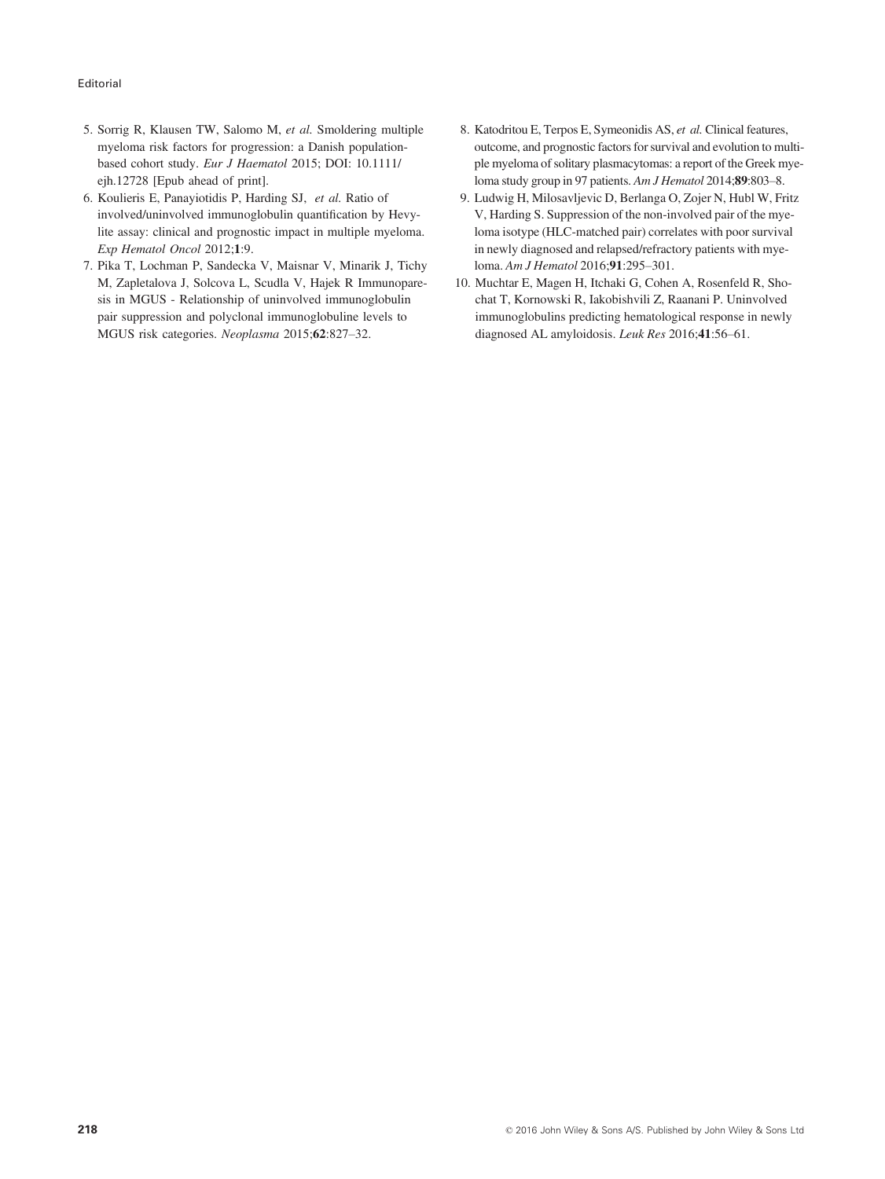5. Sorrig R, Klausen TW, Salomo M, *et al.* Smoldering multiple myeloma risk factors for progression: a Danish population-based cohort study. *Eur J Haematol* 2015; DOI: 10.1111/ejh.12728 [Epub ahead of print].
6. Koulieris E, Panayiotidis P, Harding SJ, *et al.* Ratio of involved/uninvolved immunoglobulin quantification by Hevylite assay: clinical and prognostic impact in multiple myeloma. *Exp Hematol Oncol* 2012;**1**:9.
7. Pika T, Lochman P, Sandecka V, Maisnar V, Minarik J, Tichy M, Zapletalova J, Solcova L, Scudla V, Hajek R Immunoparesis in MGUS - Relationship of uninvolved immunoglobulin pair suppression and polyclonal immunoglobuline levels to MGUS risk categories. *Neoplasma* 2015;**62**:827–32.
8. Katodritou E, Terpos E, Symeonidis AS, *et al.* Clinical features, outcome, and prognostic factors for survival and evolution to multiple myeloma of solitary plasmacytomas: a report of the Greek myeloma study group in 97 patients. *Am J Hematol* 2014;**89**:803–8.
9. Ludwig H, Milosavljevic D, Berlanga O, Zojer N, Hubl W, Fritz V, Harding S. Suppression of the non-involved pair of the myeloma isotype (HLC-matched pair) correlates with poor survival in newly diagnosed and relapsed/refractory patients with myeloma. *Am J Hematol* 2016;**91**:295–301.
10. Muchtar E, Magen H, Itchaki G, Cohen A, Rosenfeld R, Shochat T, Kornowski R, Iakobishvili Z, Raanani P. Uninvolved immunoglobulins predicting hematological response in newly diagnosed AL amyloidosis. *Leuk Res* 2016;**41**:56–61.